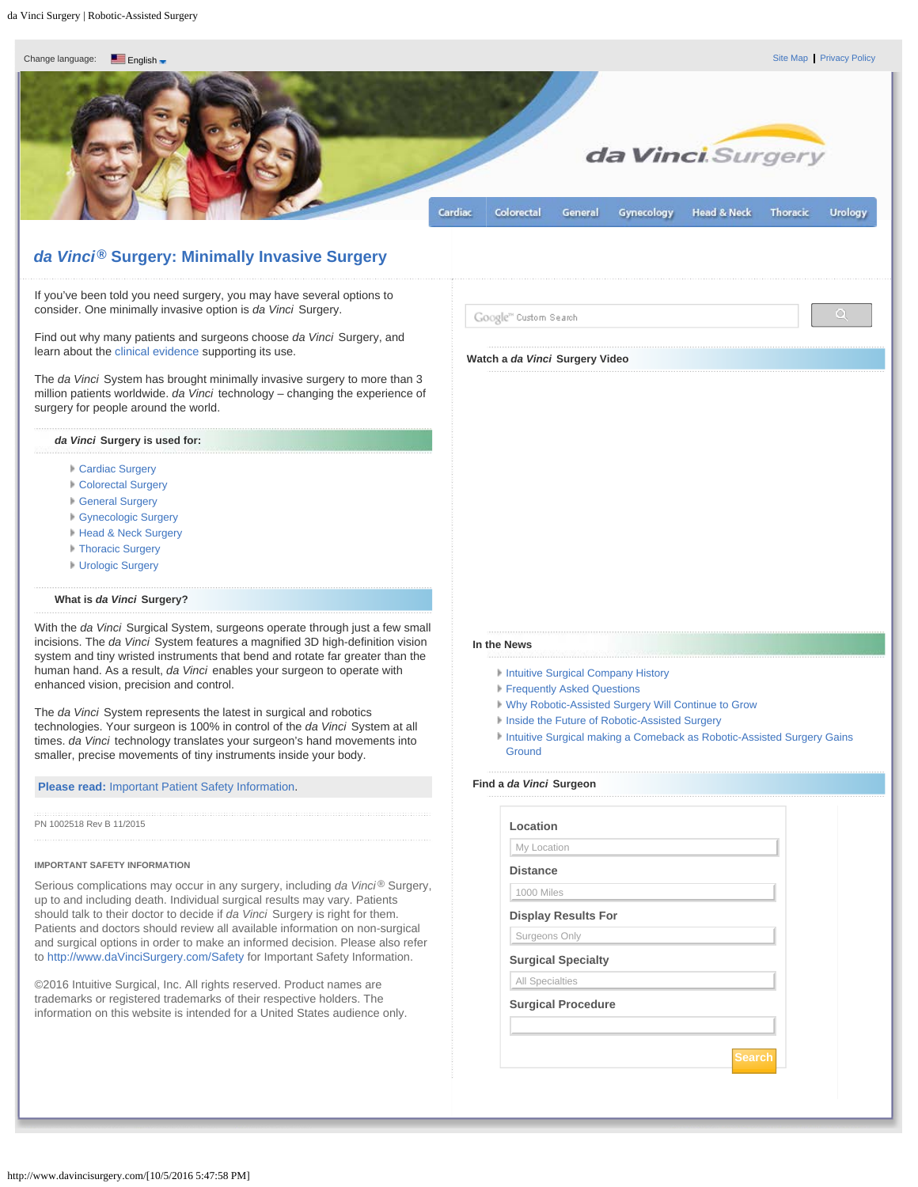Change language: English

Site Map | Privacy Policy

da Vinci Surgery

Cardiac | Colorectal | General | Gynecology | Head & Neck | Thoracic | Urology

# *da Vinci*® Surgery: Minimally Invasive Surgery

If you've been told you need surgery, you may have several options to consider. One minimally invasive option is *da Vinci* Surgery.

Find out why many patients and surgeons choose *da Vinci* Surgery, and learn about the clinical evidence supporting its use.

The *da Vinci* System has brought minimally invasive surgery to more than 3 million patients worldwide. *da Vinci* technology – changing the experience of surgery for people around the world.

### *da Vinci* Surgery is used for:

- Cardiac Surgery
- Colorectal Surgery
- General Surgery
- Gynecologic Surgery
- Head & Neck Surgery
- Thoracic Surgery
- Urologic Surgery

### What is *da Vinci* Surgery?

With the *da Vinci* Surgical System, surgeons operate through just a few small incisions. The *da Vinci* System features a magnified 3D high-definition vision system and tiny wristed instruments that bend and rotate far greater than the human hand. As a result, *da Vinci* enables your surgeon to operate with enhanced vision, precision and control.

The *da Vinci* System represents the latest in surgical and robotics technologies. Your surgeon is 100% in control of the *da Vinci* System at all times. *da Vinci* technology translates your surgeon's hand movements into smaller, precise movements of tiny instruments inside your body.

**Please read:** Important Patient Safety Information.

PN 1002518 Rev B 11/2015

**IMPORTANT SAFETY INFORMATION**

Serious complications may occur in any surgery, including *da Vinci*® Surgery, up to and including death. Individual surgical results may vary. Patients should talk to their doctor to decide if *da Vinci* Surgery is right for them. Patients and doctors should review all available information on non-surgical and surgical options in order to make an informed decision. Please also refer to http://www.daVinciSurgery.com/Safety for Important Safety Information.

©2016 Intuitive Surgical, Inc. All rights reserved. Product names are trademarks or registered trademarks of their respective holders. The information on this website is intended for a United States audience only.

Google™ Custom Search

### Watch a *da Vinci* Surgery Video

### In the News

- Intuitive Surgical Company History
- Frequently Asked Questions
- Why Robotic-Assisted Surgery Will Continue to Grow
- Inside the Future of Robotic-Assisted Surgery
- Intuitive Surgical making a Comeback as Robotic-Assisted Surgery Gains Ground

### Find a *da Vinci* Surgeon

**Location**

My Location

**Distance**

1000 Miles

**Display Results For**

Surgeons Only

**Surgical Specialty**

All Specialties

**Surgical Procedure**

Search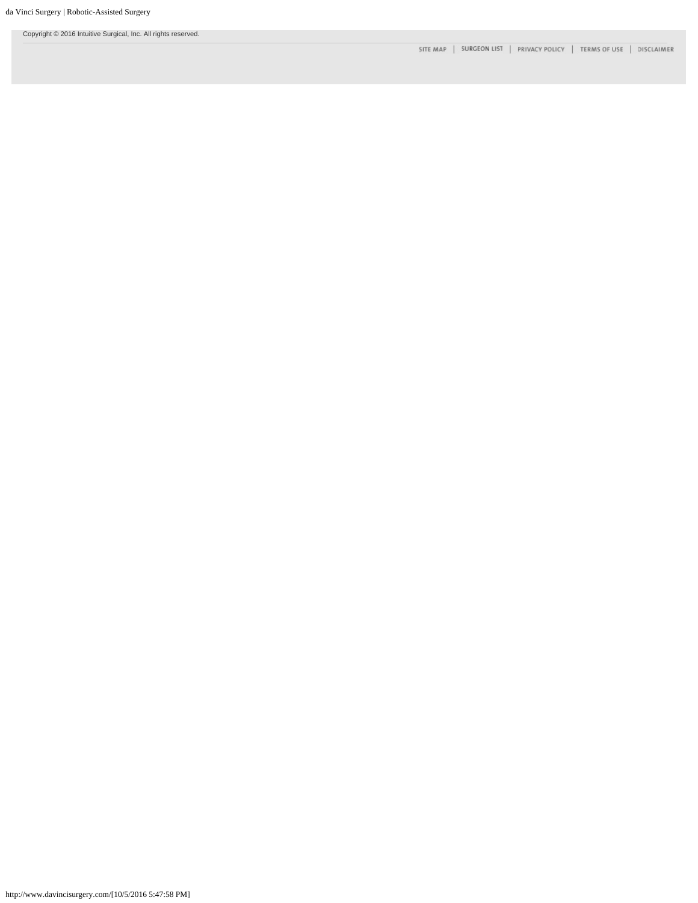Copyright © 2016 Intuitive Surgical, Inc. All rights reserved.

SITE MAP | SURGEON LIST | PRIVACY POLICY | TERMS OF USE | DISCLAIMER